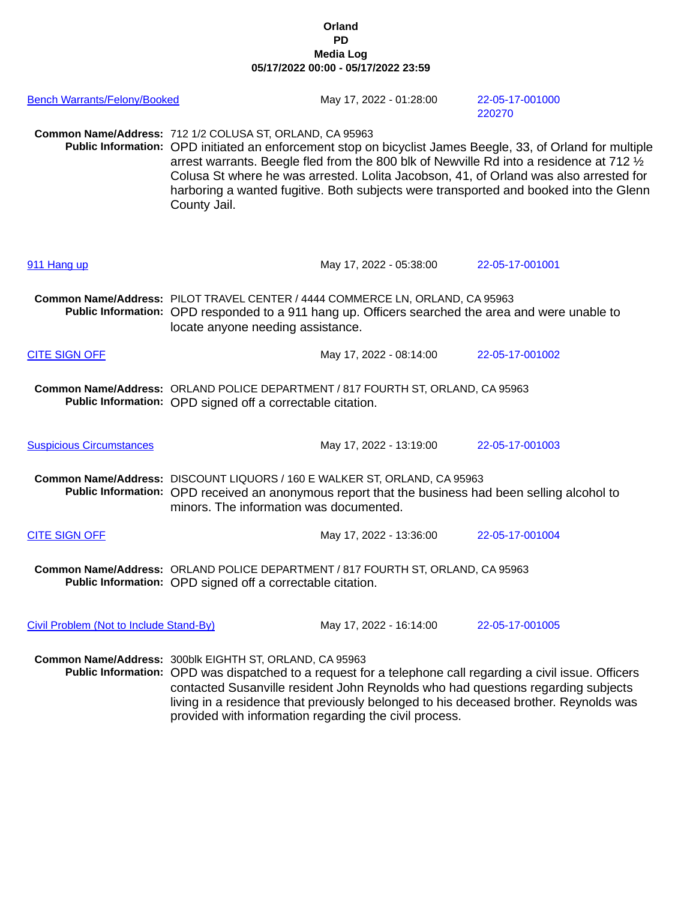**Orland**
**PD**
**Media Log**
**05/17/2022 00:00 - 05/17/2022 23:59**

Bench Warrants/Felony/Booked | May 17, 2022 - 01:28:00 | 22-05-17-001000 220270

**Common Name/Address:** 712 1/2 COLUSA ST, ORLAND, CA 95963
**Public Information:** OPD initiated an enforcement stop on bicyclist James Beegle, 33, of Orland for multiple arrest warrants. Beegle fled from the 800 blk of Newville Rd into a residence at 712 ½ Colusa St where he was arrested. Lolita Jacobson, 41, of Orland was also arrested for harboring a wanted fugitive. Both subjects were transported and booked into the Glenn County Jail.

911 Hang up | May 17, 2022 - 05:38:00 | 22-05-17-001001

**Common Name/Address:** PILOT TRAVEL CENTER / 4444 COMMERCE LN, ORLAND, CA 95963
**Public Information:** OPD responded to a 911 hang up. Officers searched the area and were unable to locate anyone needing assistance.

CITE SIGN OFF | May 17, 2022 - 08:14:00 | 22-05-17-001002

**Common Name/Address:** ORLAND POLICE DEPARTMENT / 817 FOURTH ST, ORLAND, CA 95963
**Public Information:** OPD signed off a correctable citation.

Suspicious Circumstances | May 17, 2022 - 13:19:00 | 22-05-17-001003

**Common Name/Address:** DISCOUNT LIQUORS / 160 E WALKER ST, ORLAND, CA 95963
**Public Information:** OPD received an anonymous report that the business had been selling alcohol to minors. The information was documented.

CITE SIGN OFF | May 17, 2022 - 13:36:00 | 22-05-17-001004

**Common Name/Address:** ORLAND POLICE DEPARTMENT / 817 FOURTH ST, ORLAND, CA 95963
**Public Information:** OPD signed off a correctable citation.

Civil Problem (Not to Include Stand-By) | May 17, 2022 - 16:14:00 | 22-05-17-001005

**Common Name/Address:** 300blk EIGHTH ST, ORLAND, CA 95963
**Public Information:** OPD was dispatched to a request for a telephone call regarding a civil issue. Officers contacted Susanville resident John Reynolds who had questions regarding subjects living in a residence that previously belonged to his deceased brother. Reynolds was provided with information regarding the civil process.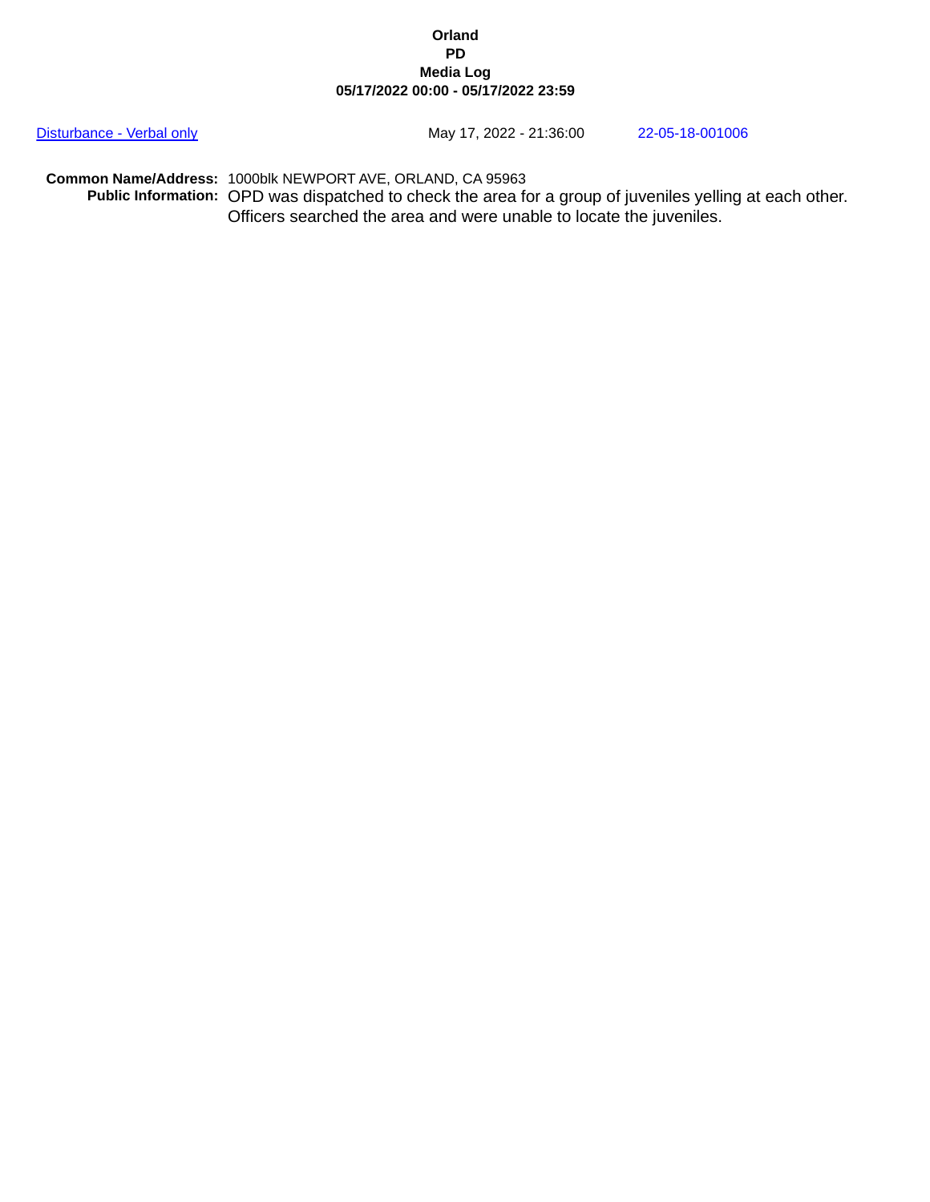**Orland**
**PD**
**Media Log**
**05/17/2022 00:00 - 05/17/2022 23:59**

Disturbance - Verbal only    May 17, 2022 - 21:36:00    22-05-18-001006

**Common Name/Address:** 1000blk NEWPORT AVE, ORLAND, CA 95963
**Public Information:** OPD was dispatched to check the area for a group of juveniles yelling at each other. Officers searched the area and were unable to locate the juveniles.